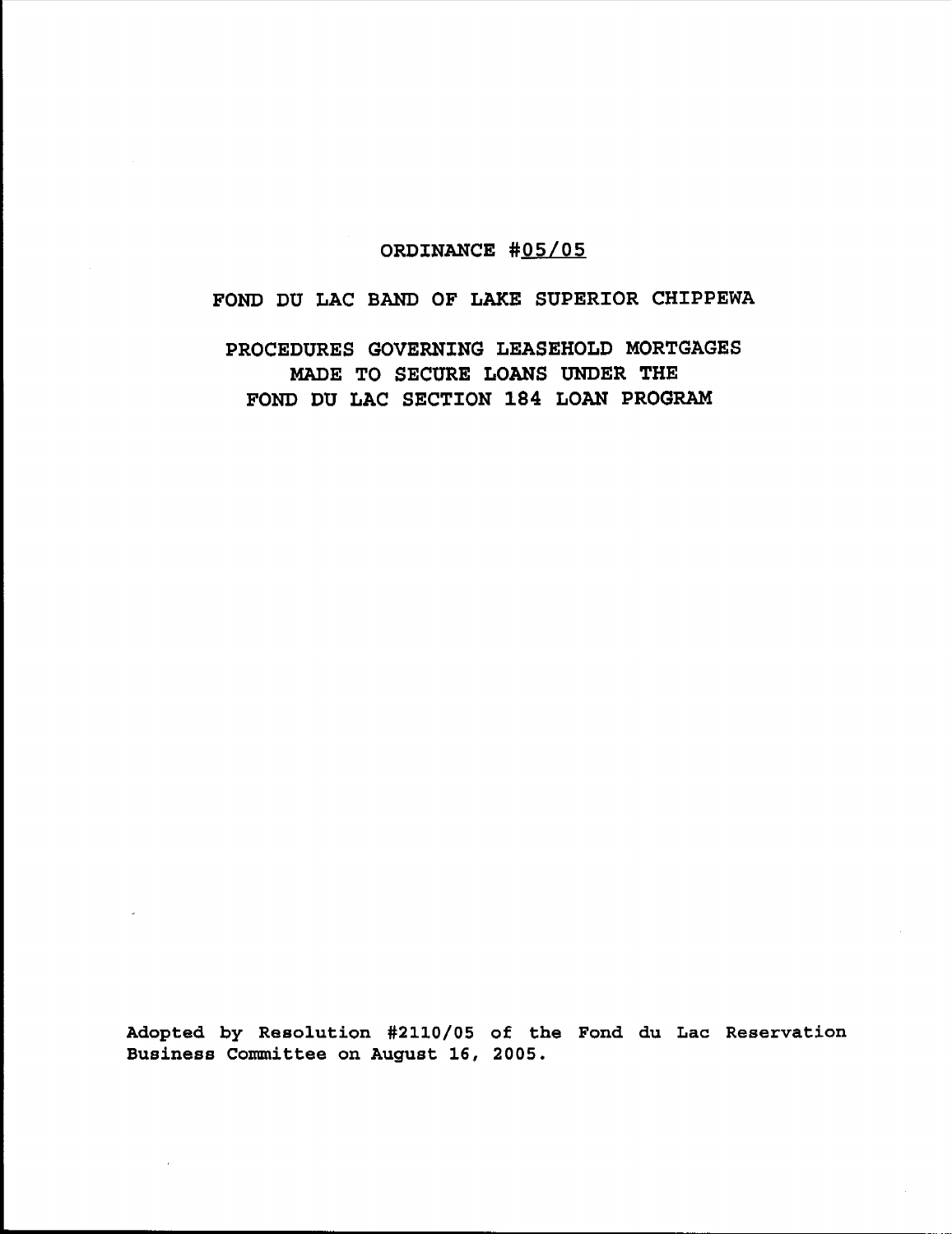# ORDINANCE #05/05

## FOND DU LAC BAND OF LAKE SUPERIOR CHIPPEWA

## PROCEDURES GOVERNING LEASEHOLD MORTGAGES MADE TO SECURE LOANS UNDER THE FOND DU LAC SECTION 184 LOAN PROGRAM

Adopted by Resolution #2110/05 of the Fond du Lac Reservation Business Committee on August 16, 2005.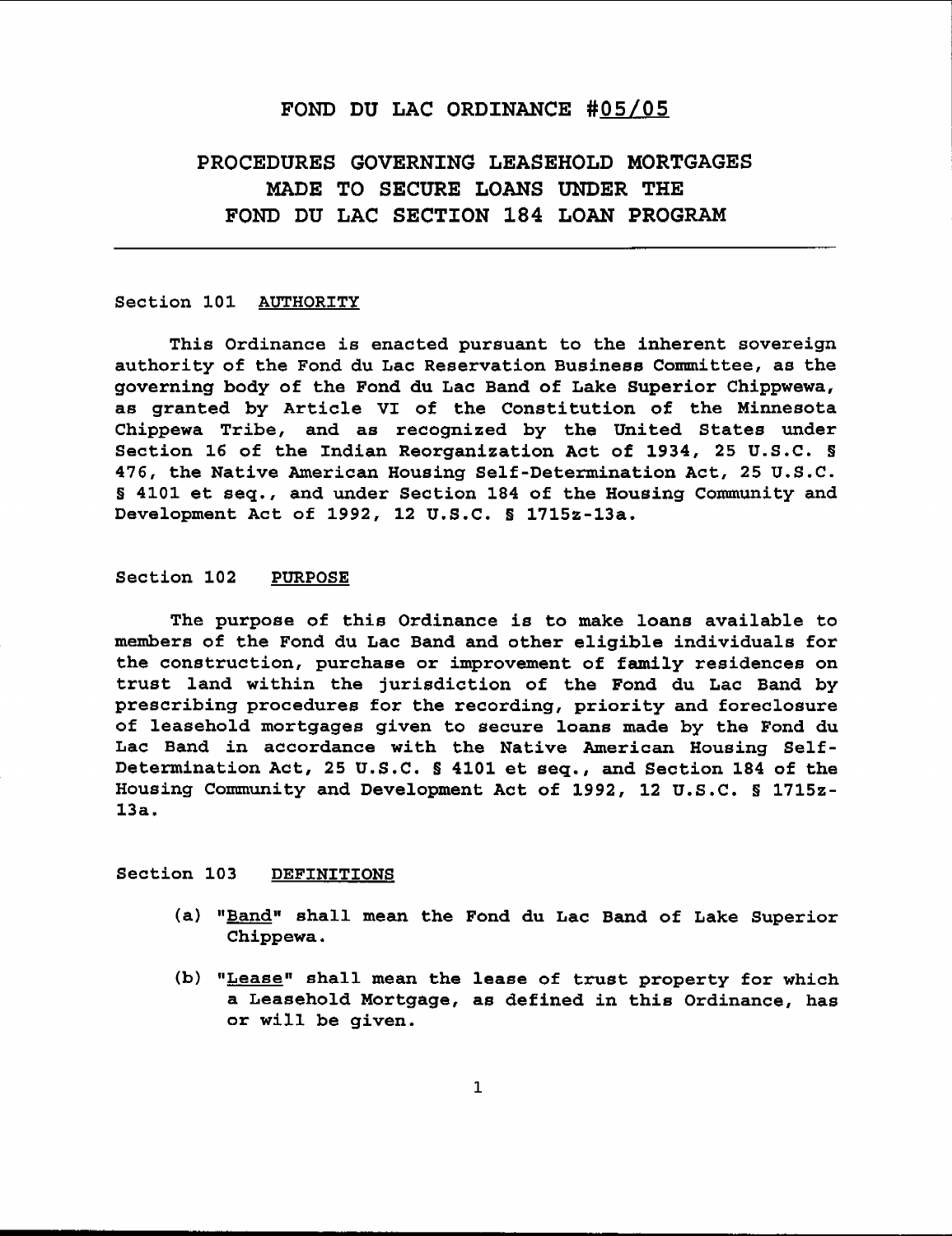# FOND DU LAC ORDINANCE #05/05

## PROCEDURES GOVERNING LEASEHOLD MORTGAGES MADE TO SECURE LOANS UNDER THE FOND DU LAC SECTION 184 LOAN PROGRAM

---

### Section 101 AUTHORITY

This Ordinance is enacted pursuant to the inherent sovereign authority of the Fond du Lac Reservation Business Committee, as the governing body of the Fond du Lac Band of Lake Superior Chippwewa, as granted by Article VI of the Constitution of the Minnesota Chippewa Tribe, and as recognized by the United States under Section 16 of the Indian Reorganization Act of 1934, 25 U.S.C. § 476, the Native American Housing Self-Determination Act, 25 U.S.C. § 4101 et seq., and under Section 184 of the Housing Community and Development Act of 1992, 12 U.S.C. § 1715z-13a.

### Section 102 PURPOSE

The purpose of this Ordinance is to make loans available to members of the Fond du Lac Band and other eligible individuals for the construction, purchase or improvement of family residences on trust land within the jurisdiction of the Fond du Lac Band by prescribing procedures for the recording, priority and foreclosure of leasehold mortgages given to secure loans made by the Fond du Lac Band in accordance with the Native American Housing Self-Determination Act, 25 U.S.C. § 4101 et seq., and Section 184 of the Housing Community and Development Act of 1992, 12 U.S.C. § 1715z-13a.

### Section 103 DEFINITIONS

(a) "Band" shall mean the Fond du Lac Band of Lake Superior Chippewa.

(b) "Lease" shall mean the lease of trust property for which a Leasehold Mortgage, as defined in this Ordinance, has or will be given.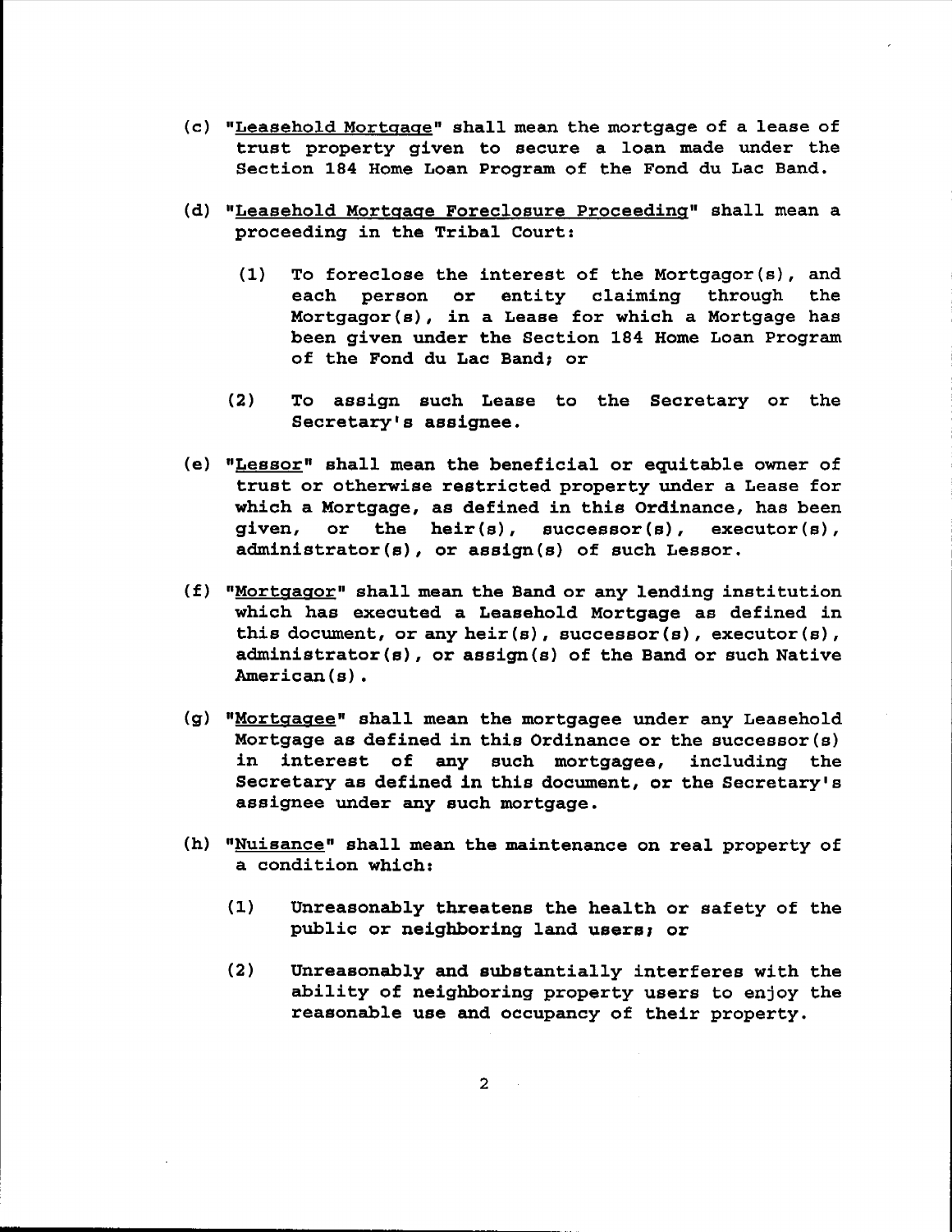(c) "Leasehold Mortgage" shall mean the mortgage of a lease of trust property given to secure a loan made under the Section 184 Home Loan Program of the Fond du Lac Band.

(d) "Leasehold Mortgage Foreclosure Proceeding" shall mean a proceeding in the Tribal Court:

  (1) To foreclose the interest of the Mortgagor(s), and each person or entity claiming through the Mortgagor(s), in a Lease for which a Mortgage has been given under the Section 184 Home Loan Program of the Fond du Lac Band; or

  (2) To assign such Lease to the Secretary or the Secretary's assignee.

(e) "Lessor" shall mean the beneficial or equitable owner of trust or otherwise restricted property under a Lease for which a Mortgage, as defined in this Ordinance, has been given, or the heir(s), successor(s), executor(s), administrator(s), or assign(s) of such Lessor.

(f) "Mortgagor" shall mean the Band or any lending institution which has executed a Leasehold Mortgage as defined in this document, or any heir(s), successor(s), executor(s), administrator(s), or assign(s) of the Band or such Native American(s).

(g) "Mortgagee" shall mean the mortgagee under any Leasehold Mortgage as defined in this Ordinance or the successor(s) in interest of any such mortgagee, including the Secretary as defined in this document, or the Secretary's assignee under any such mortgage.

(h) "Nuisance" shall mean the maintenance on real property of a condition which:

  (1) Unreasonably threatens the health or safety of the public or neighboring land users; or

  (2) Unreasonably and substantially interferes with the ability of neighboring property users to enjoy the reasonable use and occupancy of their property.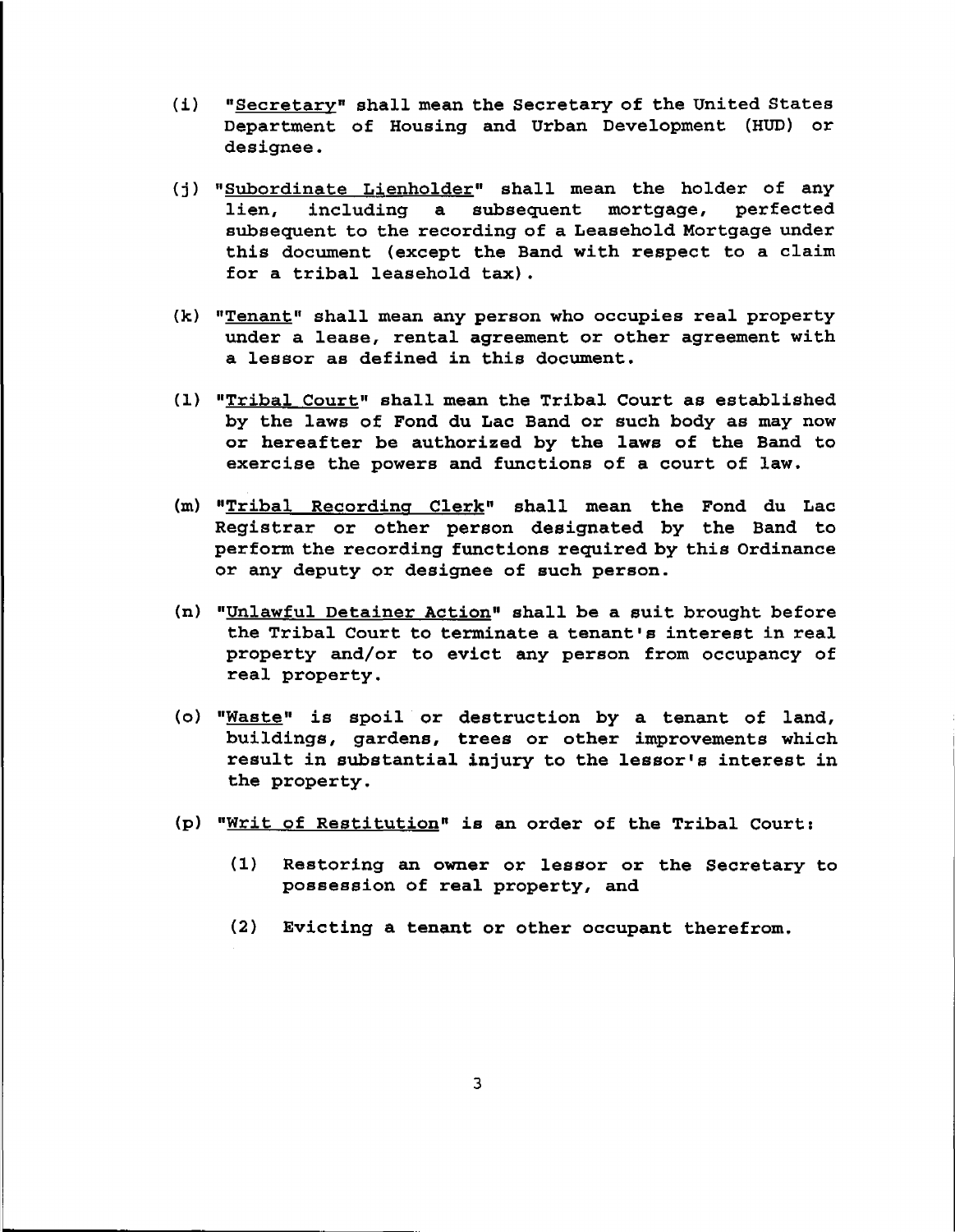(i) "<u>Secretary</u>" shall mean the Secretary of the United States Department of Housing and Urban Development (HUD) or designee.

(j) "<u>Subordinate Lienholder</u>" shall mean the holder of any lien, including a subsequent mortgage, perfected subsequent to the recording of a Leasehold Mortgage under this document (except the Band with respect to a claim for a tribal leasehold tax).

(k) "<u>Tenant</u>" shall mean any person who occupies real property under a lease, rental agreement or other agreement with a lessor as defined in this document.

(l) "<u>Tribal Court</u>" shall mean the Tribal Court as established by the laws of Fond du Lac Band or such body as may now or hereafter be authorized by the laws of the Band to exercise the powers and functions of a court of law.

(m) "<u>Tribal Recording Clerk</u>" shall mean the Fond du Lac Registrar or other person designated by the Band to perform the recording functions required by this Ordinance or any deputy or designee of such person.

(n) "<u>Unlawful Detainer Action</u>" shall be a suit brought before the Tribal Court to terminate a tenant's interest in real property and/or to evict any person from occupancy of real property.

(o) "<u>Waste</u>" is spoil or destruction by a tenant of land, buildings, gardens, trees or other improvements which result in substantial injury to the lessor's interest in the property.

(p) "<u>Writ of Restitution</u>" is an order of the Tribal Court:

   (1) Restoring an owner or lessor or the Secretary to possession of real property, and

   (2) Evicting a tenant or other occupant therefrom.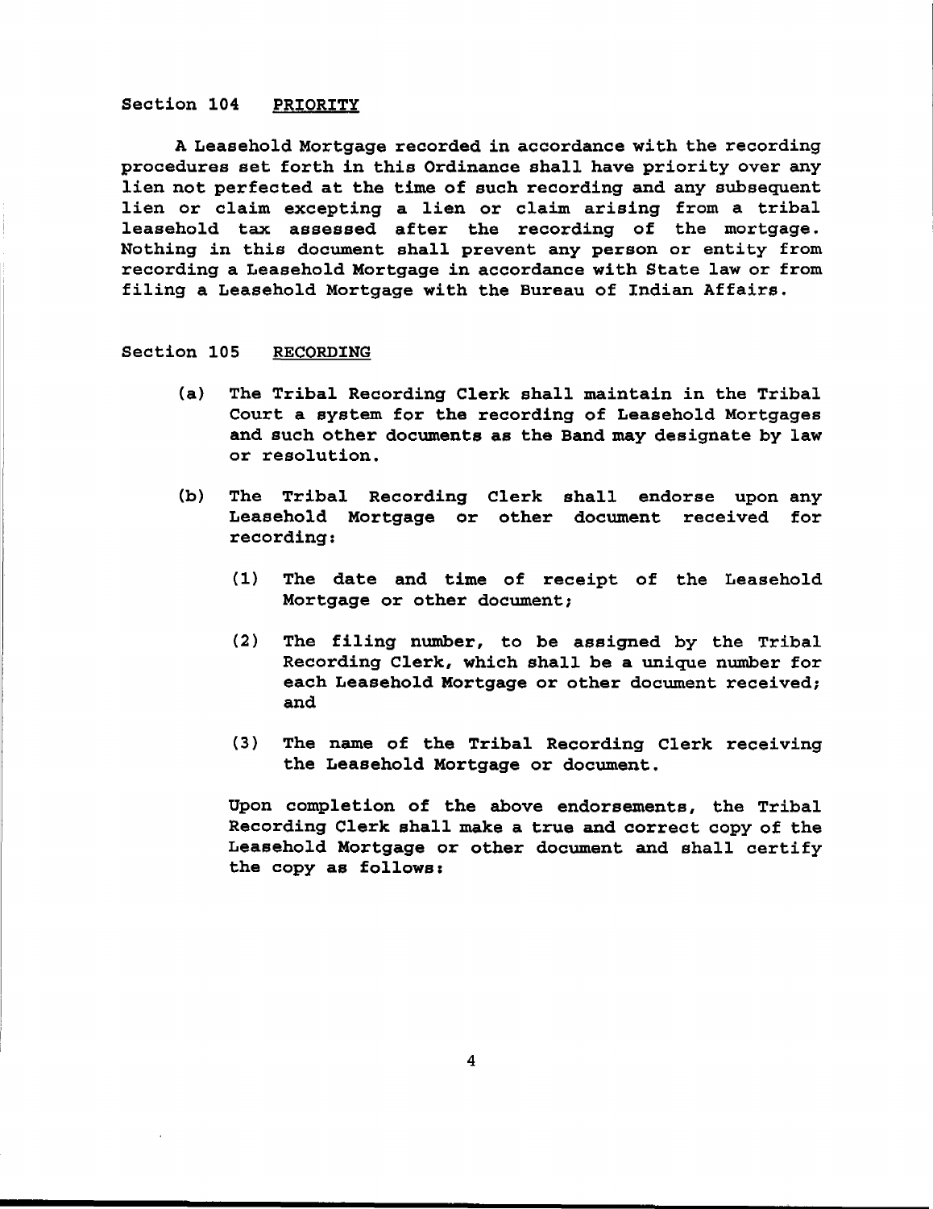## Section 104 PRIORITY

A Leasehold Mortgage recorded in accordance with the recording procedures set forth in this Ordinance shall have priority over any lien not perfected at the time of such recording and any subsequent lien or claim excepting a lien or claim arising from a tribal leasehold tax assessed after the recording of the mortgage. Nothing in this document shall prevent any person or entity from recording a Leasehold Mortgage in accordance with State law or from filing a Leasehold Mortgage with the Bureau of Indian Affairs.

## Section 105 RECORDING

(a) The Tribal Recording Clerk shall maintain in the Tribal Court a system for the recording of Leasehold Mortgages and such other documents as the Band may designate by law or resolution.

(b) The Tribal Recording Clerk shall endorse upon any Leasehold Mortgage or other document received for recording:

(1) The date and time of receipt of the Leasehold Mortgage or other document;

(2) The filing number, to be assigned by the Tribal Recording Clerk, which shall be a unique number for each Leasehold Mortgage or other document received; and

(3) The name of the Tribal Recording Clerk receiving the Leasehold Mortgage or document.

Upon completion of the above endorsements, the Tribal Recording Clerk shall make a true and correct copy of the Leasehold Mortgage or other document and shall certify the copy as follows: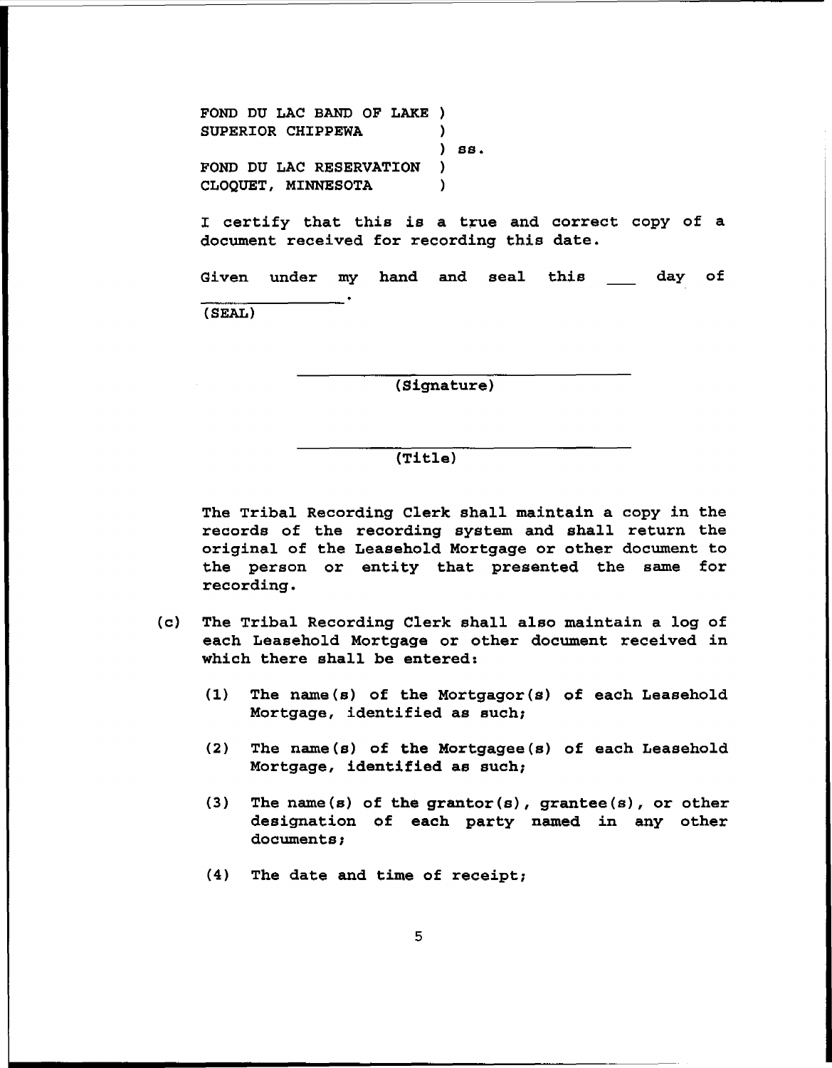FOND DU LAC BAND OF LAKE )
SUPERIOR CHIPPEWA )
) ss.
FOND DU LAC RESERVATION )
CLOQUET, MINNESOTA )

I certify that this is a true and correct copy of a document received for recording this date.

Given under my hand and seal this ___ day of ______________.

(SEAL)

______________________________
(Signature)

______________________________
(Title)

The Tribal Recording Clerk shall maintain a copy in the records of the recording system and shall return the original of the Leasehold Mortgage or other document to the person or entity that presented the same for recording.

(c) The Tribal Recording Clerk shall also maintain a log of each Leasehold Mortgage or other document received in which there shall be entered:

   (1) The name(s) of the Mortgagor(s) of each Leasehold Mortgage, identified as such;

   (2) The name(s) of the Mortgagee(s) of each Leasehold Mortgage, identified as such;

   (3) The name(s) of the grantor(s), grantee(s), or other designation of each party named in any other documents;

   (4) The date and time of receipt;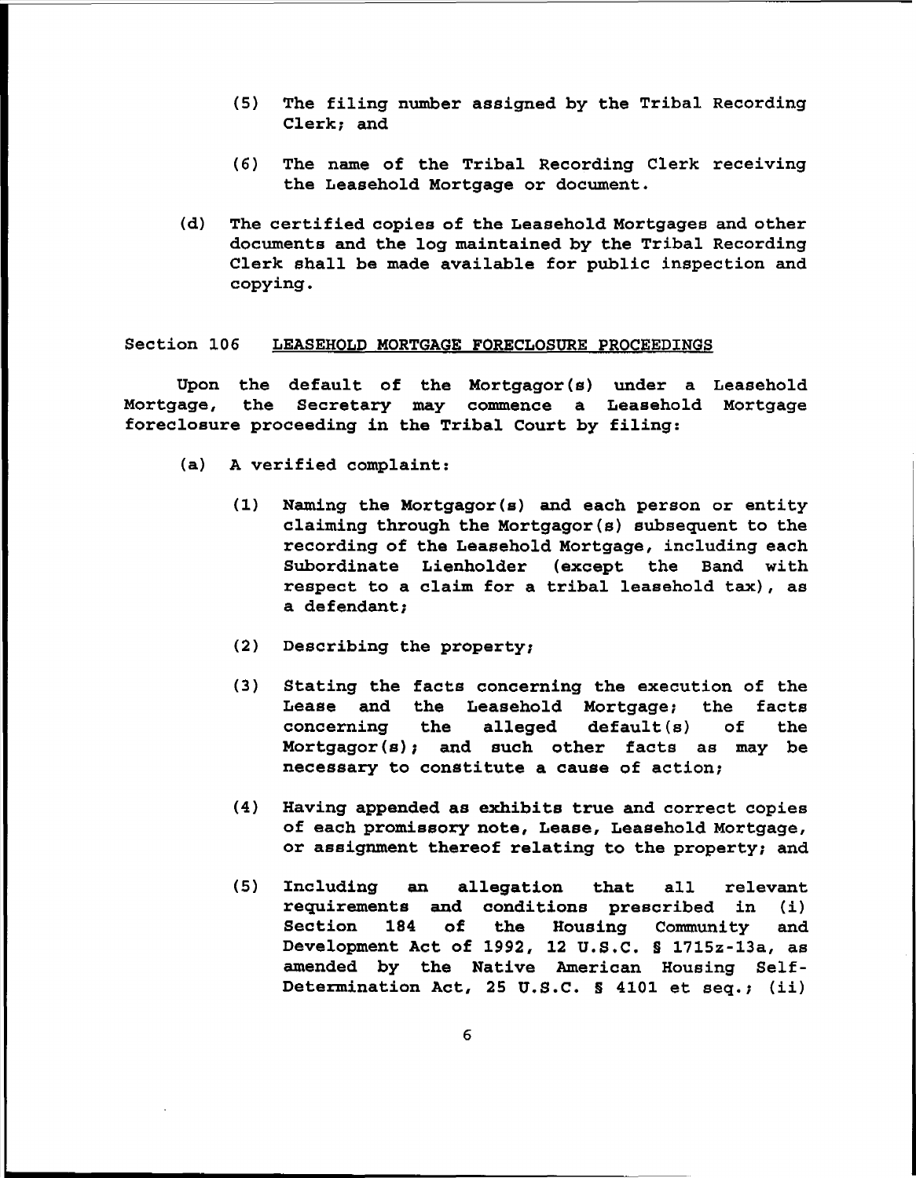(5) The filing number assigned by the Tribal Recording Clerk; and

(6) The name of the Tribal Recording Clerk receiving the Leasehold Mortgage or document.

(d) The certified copies of the Leasehold Mortgages and other documents and the log maintained by the Tribal Recording Clerk shall be made available for public inspection and copying.

## Section 106 LEASEHOLD MORTGAGE FORECLOSURE PROCEEDINGS

Upon the default of the Mortgagor(s) under a Leasehold Mortgage, the Secretary may commence a Leasehold Mortgage foreclosure proceeding in the Tribal Court by filing:

(a) A verified complaint:

(1) Naming the Mortgagor(s) and each person or entity claiming through the Mortgagor(s) subsequent to the recording of the Leasehold Mortgage, including each Subordinate Lienholder (except the Band with respect to a claim for a tribal leasehold tax), as a defendant;

(2) Describing the property;

(3) Stating the facts concerning the execution of the Lease and the Leasehold Mortgage; the facts concerning the alleged default(s) of the Mortgagor(s); and such other facts as may be necessary to constitute a cause of action;

(4) Having appended as exhibits true and correct copies of each promissory note, Lease, Leasehold Mortgage, or assignment thereof relating to the property; and

(5) Including an allegation that all relevant requirements and conditions prescribed in (i) Section 184 of the Housing Community and Development Act of 1992, 12 U.S.C. § 1715z-13a, as amended by the Native American Housing Self-Determination Act, 25 U.S.C. § 4101 et seq.; (ii)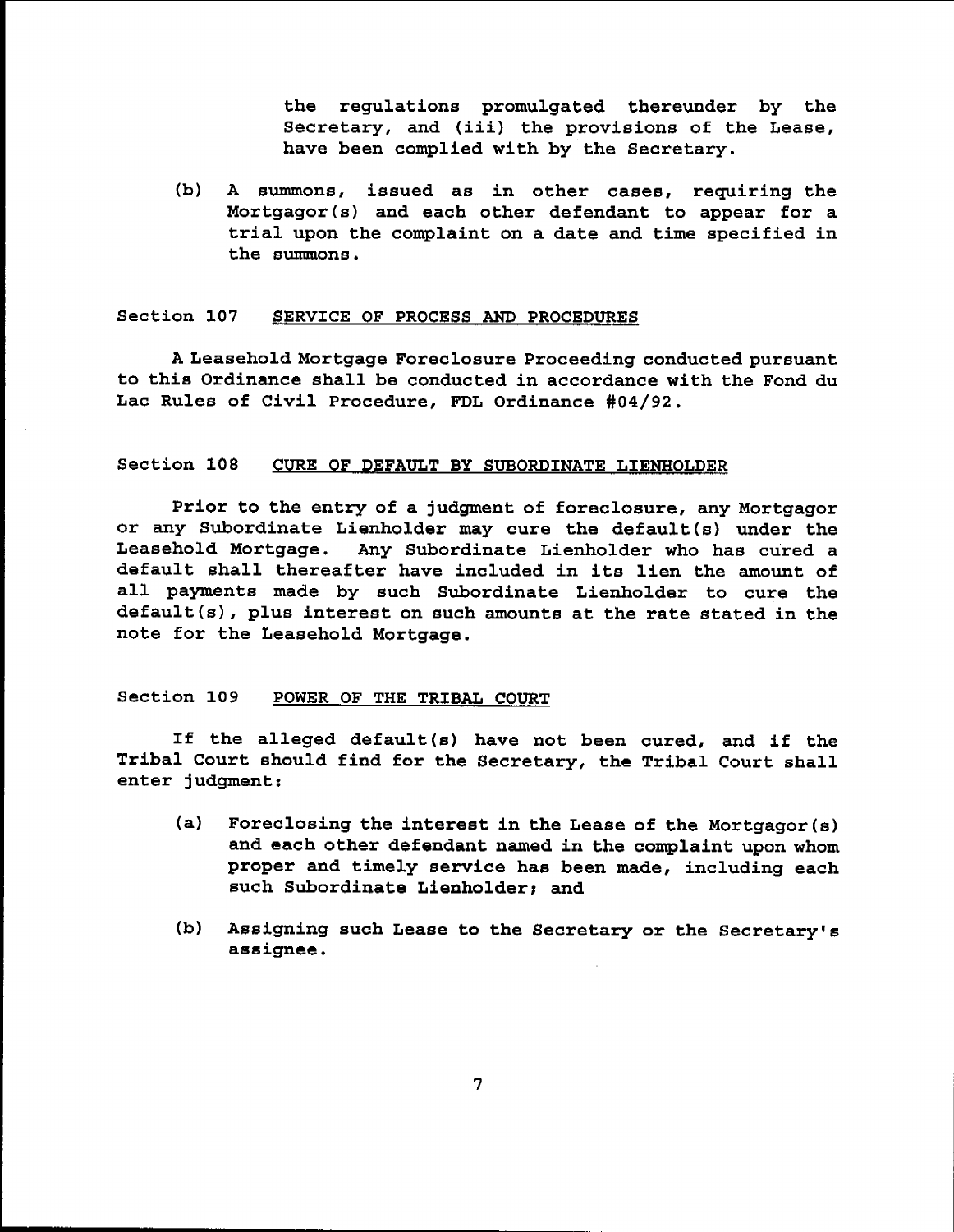the regulations promulgated thereunder by the Secretary, and (iii) the provisions of the Lease, have been complied with by the Secretary.

(b) A summons, issued as in other cases, requiring the Mortgagor(s) and each other defendant to appear for a trial upon the complaint on a date and time specified in the summons.

## Section 107 SERVICE OF PROCESS AND PROCEDURES

A Leasehold Mortgage Foreclosure Proceeding conducted pursuant to this Ordinance shall be conducted in accordance with the Fond du Lac Rules of Civil Procedure, FDL Ordinance #04/92.

## Section 108 CURE OF DEFAULT BY SUBORDINATE LIENHOLDER

Prior to the entry of a judgment of foreclosure, any Mortgagor or any Subordinate Lienholder may cure the default(s) under the Leasehold Mortgage. Any Subordinate Lienholder who has cured a default shall thereafter have included in its lien the amount of all payments made by such Subordinate Lienholder to cure the default(s), plus interest on such amounts at the rate stated in the note for the Leasehold Mortgage.

## Section 109 POWER OF THE TRIBAL COURT

If the alleged default(s) have not been cured, and if the Tribal Court should find for the Secretary, the Tribal Court shall enter judgment:

(a) Foreclosing the interest in the Lease of the Mortgagor(s) and each other defendant named in the complaint upon whom proper and timely service has been made, including each such Subordinate Lienholder; and

(b) Assigning such Lease to the Secretary or the Secretary's assignee.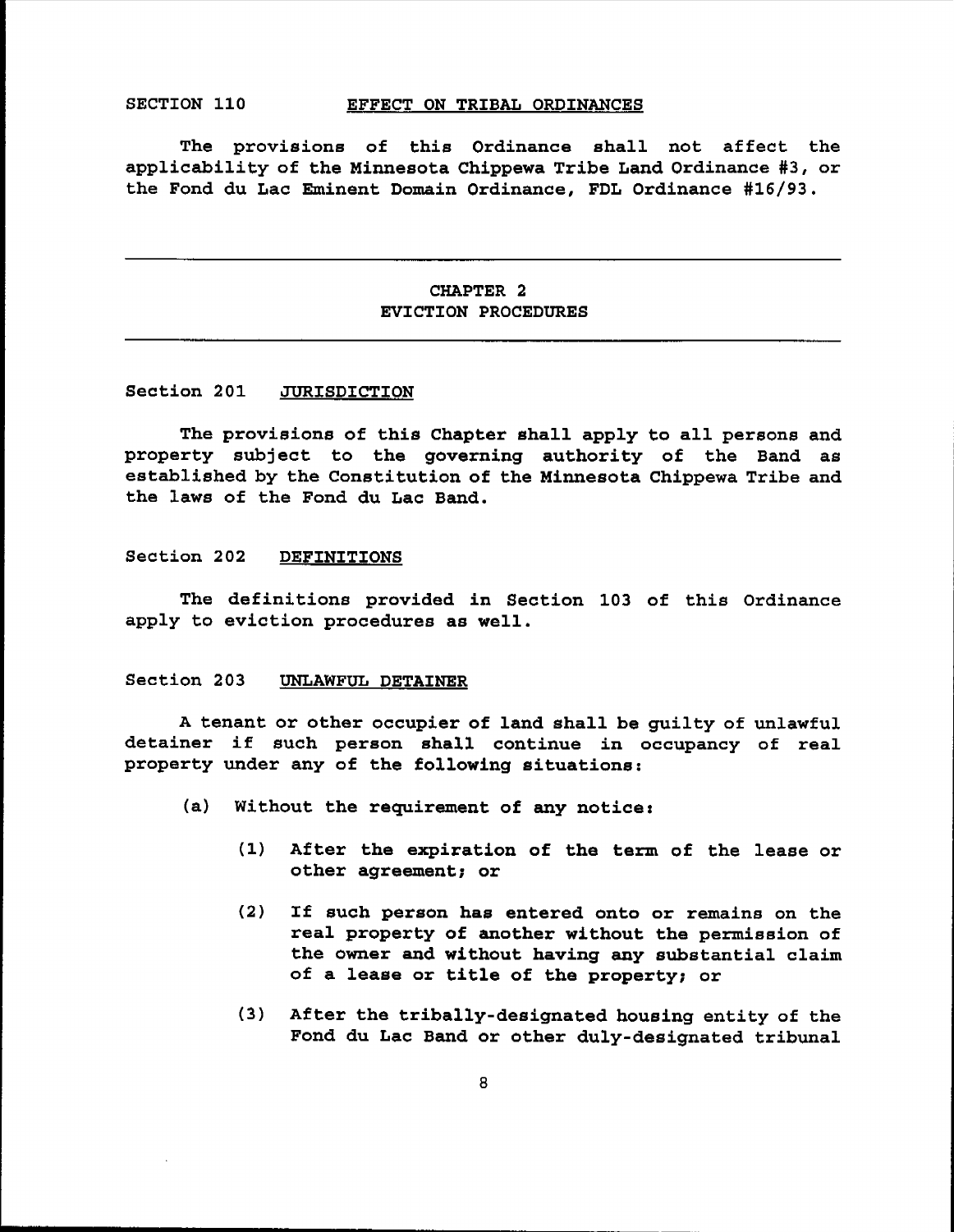## SECTION 110 EFFECT ON TRIBAL ORDINANCES

The provisions of this Ordinance shall not affect the applicability of the Minnesota Chippewa Tribe Land Ordinance #3, or the Fond du Lac Eminent Domain Ordinance, FDL Ordinance #16/93.

---

# CHAPTER 2
# EVICTION PROCEDURES

---

## Section 201 JURISDICTION

The provisions of this Chapter shall apply to all persons and property subject to the governing authority of the Band as established by the Constitution of the Minnesota Chippewa Tribe and the laws of the Fond du Lac Band.

## Section 202 DEFINITIONS

The definitions provided in Section 103 of this Ordinance apply to eviction procedures as well.

## Section 203 UNLAWFUL DETAINER

A tenant or other occupier of land shall be guilty of unlawful detainer if such person shall continue in occupancy of real property under any of the following situations:

(a) Without the requirement of any notice:

(1) After the expiration of the term of the lease or other agreement; or

(2) If such person has entered onto or remains on the real property of another without the permission of the owner and without having any substantial claim of a lease or title of the property; or

(3) After the tribally-designated housing entity of the Fond du Lac Band or other duly-designated tribunal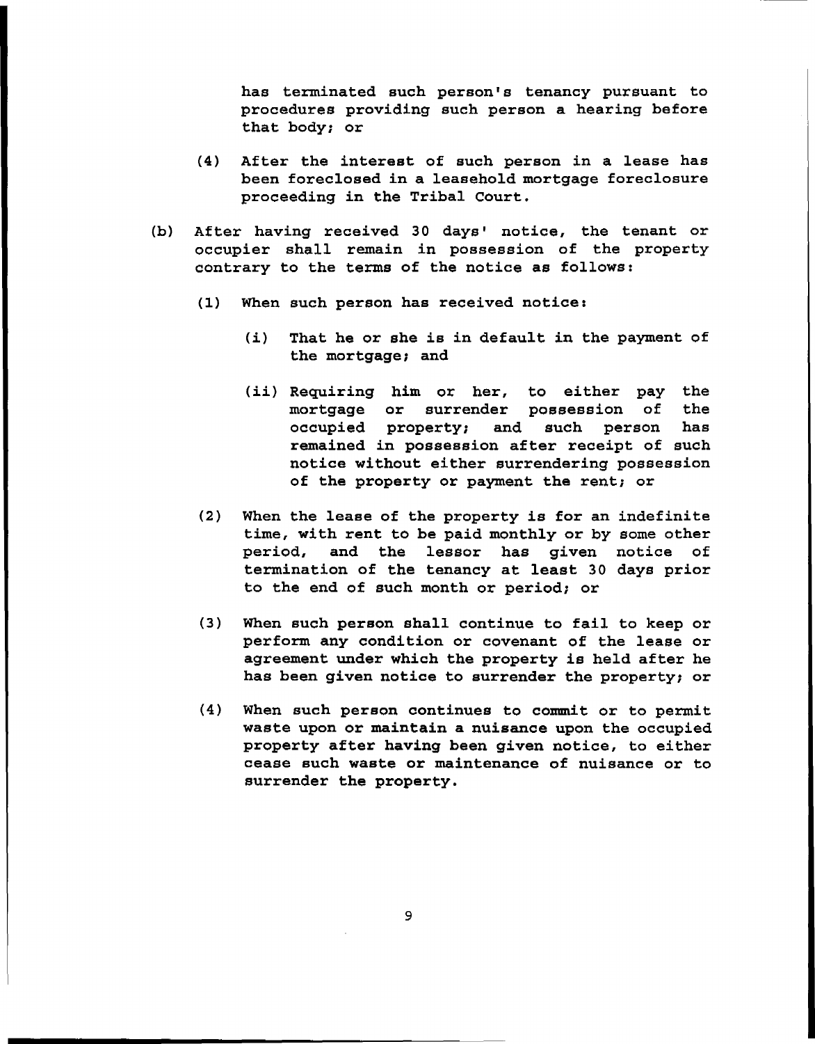has terminated such person's tenancy pursuant to procedures providing such person a hearing before that body; or

(4) After the interest of such person in a lease has been foreclosed in a leasehold mortgage foreclosure proceeding in the Tribal Court.

(b) After having received 30 days' notice, the tenant or occupier shall remain in possession of the property contrary to the terms of the notice as follows:

(1) When such person has received notice:

(i) That he or she is in default in the payment of the mortgage; and

(ii) Requiring him or her, to either pay the mortgage or surrender possession of the occupied property; and such person has remained in possession after receipt of such notice without either surrendering possession of the property or payment the rent; or

(2) When the lease of the property is for an indefinite time, with rent to be paid monthly or by some other period, and the lessor has given notice of termination of the tenancy at least 30 days prior to the end of such month or period; or

(3) When such person shall continue to fail to keep or perform any condition or covenant of the lease or agreement under which the property is held after he has been given notice to surrender the property; or

(4) When such person continues to commit or to permit waste upon or maintain a nuisance upon the occupied property after having been given notice, to either cease such waste or maintenance of nuisance or to surrender the property.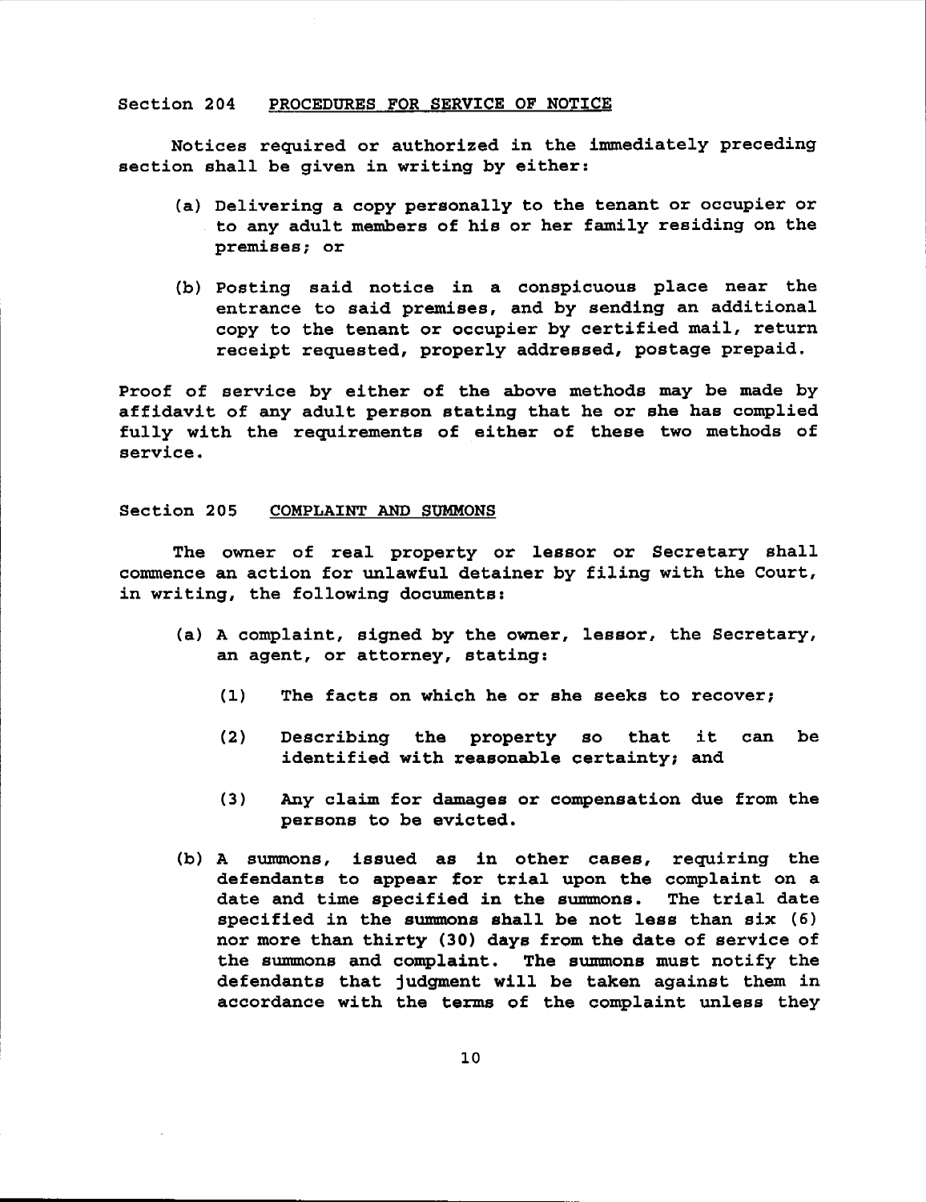## Section 204 PROCEDURES FOR SERVICE OF NOTICE

Notices required or authorized in the immediately preceding section shall be given in writing by either:

(a) Delivering a copy personally to the tenant or occupier or to any adult members of his or her family residing on the premises; or

(b) Posting said notice in a conspicuous place near the entrance to said premises, and by sending an additional copy to the tenant or occupier by certified mail, return receipt requested, properly addressed, postage prepaid.

Proof of service by either of the above methods may be made by affidavit of any adult person stating that he or she has complied fully with the requirements of either of these two methods of service.

## Section 205 COMPLAINT AND SUMMONS

The owner of real property or lessor or Secretary shall commence an action for unlawful detainer by filing with the Court, in writing, the following documents:

(a) A complaint, signed by the owner, lessor, the Secretary, an agent, or attorney, stating:

(1) The facts on which he or she seeks to recover;

(2) Describing the property so that it can be identified with reasonable certainty; and

(3) Any claim for damages or compensation due from the persons to be evicted.

(b) A summons, issued as in other cases, requiring the defendants to appear for trial upon the complaint on a date and time specified in the summons. The trial date specified in the summons shall be not less than six (6) nor more than thirty (30) days from the date of service of the summons and complaint. The summons must notify the defendants that judgment will be taken against them in accordance with the terms of the complaint unless they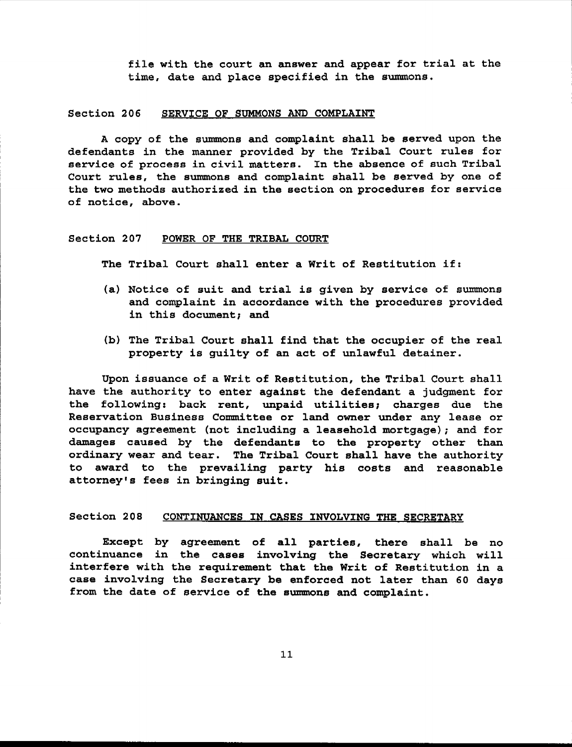file with the court an answer and appear for trial at the time, date and place specified in the summons.

## Section 206 SERVICE OF SUMMONS AND COMPLAINT

A copy of the summons and complaint shall be served upon the defendants in the manner provided by the Tribal Court rules for service of process in civil matters. In the absence of such Tribal Court rules, the summons and complaint shall be served by one of the two methods authorized in the section on procedures for service of notice, above.

## Section 207 POWER OF THE TRIBAL COURT

The Tribal Court shall enter a Writ of Restitution if:

(a) Notice of suit and trial is given by service of summons and complaint in accordance with the procedures provided in this document; and

(b) The Tribal Court shall find that the occupier of the real property is guilty of an act of unlawful detainer.

Upon issuance of a Writ of Restitution, the Tribal Court shall have the authority to enter against the defendant a judgment for the following: back rent, unpaid utilities; charges due the Reservation Business Committee or land owner under any lease or occupancy agreement (not including a leasehold mortgage); and for damages caused by the defendants to the property other than ordinary wear and tear. The Tribal Court shall have the authority to award to the prevailing party his costs and reasonable attorney's fees in bringing suit.

## Section 208 CONTINUANCES IN CASES INVOLVING THE SECRETARY

Except by agreement of all parties, there shall be no continuance in the cases involving the Secretary which will interfere with the requirement that the Writ of Restitution in a case involving the Secretary be enforced not later than 60 days from the date of service of the summons and complaint.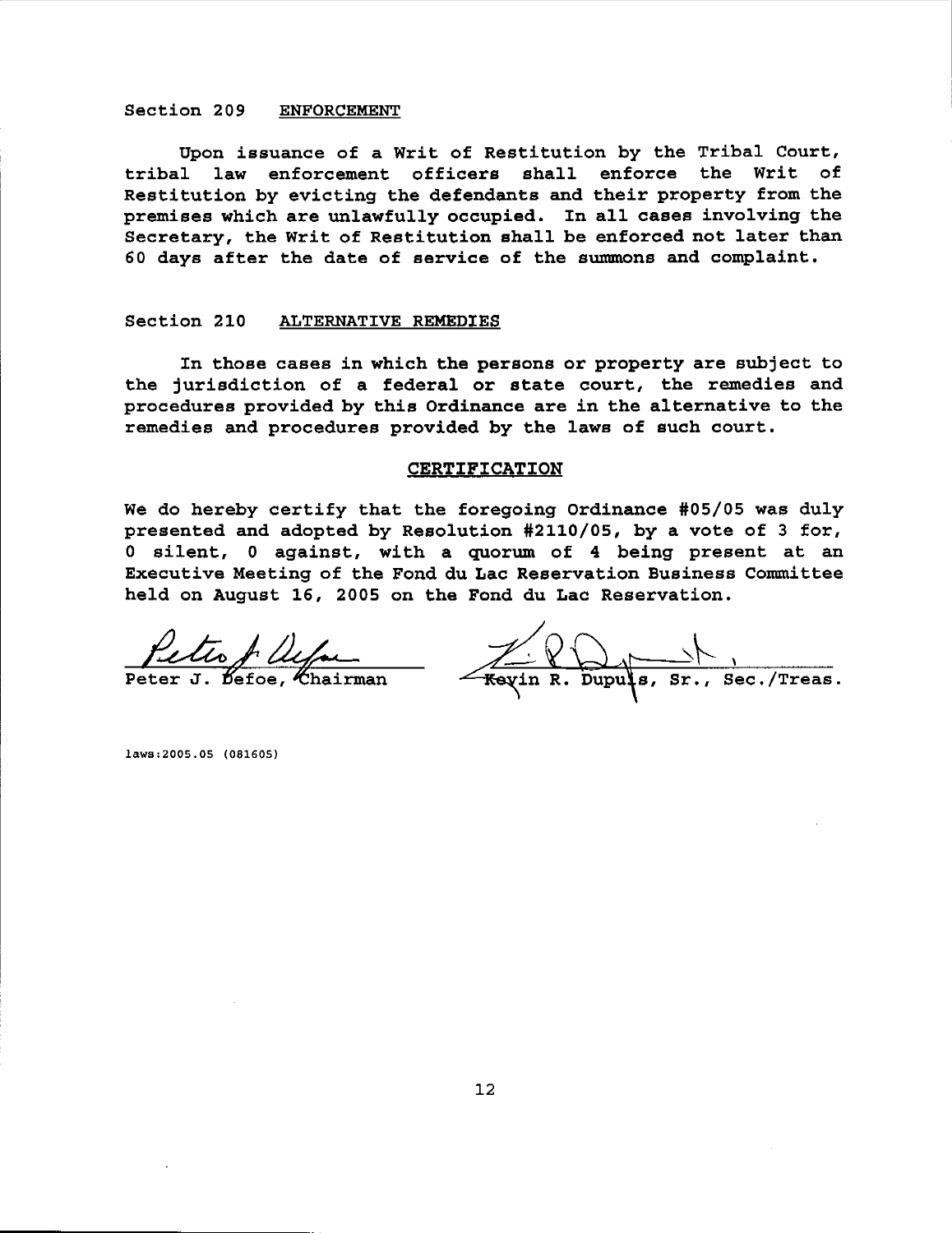Section 209 ENFORCEMENT

Upon issuance of a Writ of Restitution by the Tribal Court, tribal law enforcement officers shall enforce the Writ of Restitution by evicting the defendants and their property from the premises which are unlawfully occupied. In all cases involving the Secretary, the Writ of Restitution shall be enforced not later than 60 days after the date of service of the summons and complaint.

Section 210 ALTERNATIVE REMEDIES

In those cases in which the persons or property are subject to the jurisdiction of a federal or state court, the remedies and procedures provided by this Ordinance are in the alternative to the remedies and procedures provided by the laws of such court.

## CERTIFICATION

We do hereby certify that the foregoing Ordinance #05/05 was duly presented and adopted by Resolution #2110/05, by a vote of 3 for, 0 silent, 0 against, with a quorum of 4 being present at an Executive Meeting of the Fond du Lac Reservation Business Committee held on August 16, 2005 on the Fond du Lac Reservation.

Peter J. Defoe, Chairman

Kevin R. Dupuis, Sr., Sec./Treas.

laws:2005.05 (081605)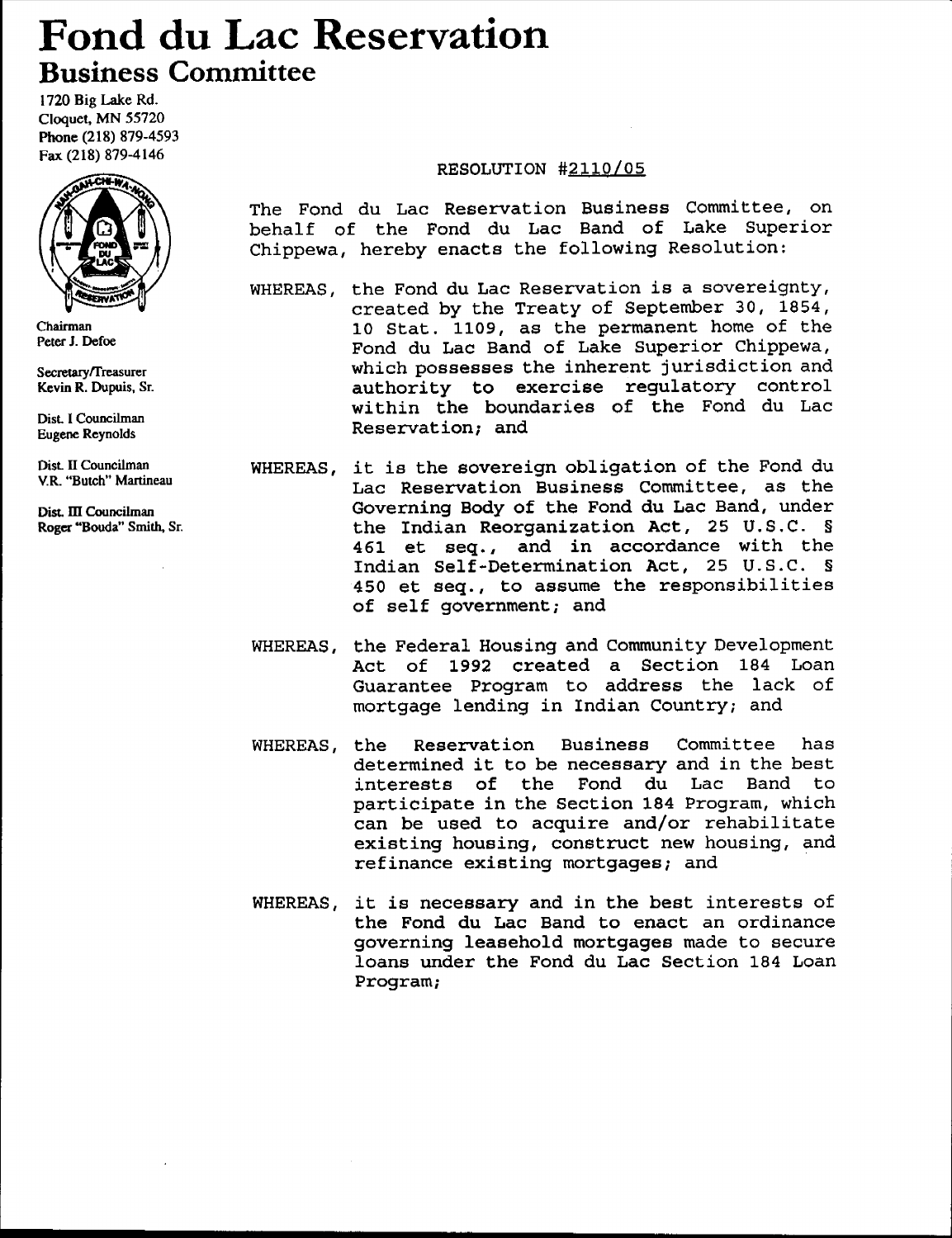# Fond du Lac Reservation

## Business Committee

1720 Big Lake Rd.
Cloquet, MN 55720
Phone (218) 879-4593
Fax (218) 879-4146

Chairman
Peter J. Defoe

Secretary/Treasurer
Kevin R. Dupuis, Sr.

Dist. I Councilman
Eugene Reynolds

Dist. II Councilman
V.R. "Butch" Martineau

Dist. III Councilman
Roger "Bouda" Smith, Sr.

RESOLUTION #2110/05

The Fond du Lac Reservation Business Committee, on behalf of the Fond du Lac Band of Lake Superior Chippewa, hereby enacts the following Resolution:

WHEREAS, the Fond du Lac Reservation is a sovereignty, created by the Treaty of September 30, 1854, 10 Stat. 1109, as the permanent home of the Fond du Lac Band of Lake Superior Chippewa, which possesses the inherent jurisdiction and authority to exercise regulatory control within the boundaries of the Fond du Lac Reservation; and

WHEREAS, it is the sovereign obligation of the Fond du Lac Reservation Business Committee, as the Governing Body of the Fond du Lac Band, under the Indian Reorganization Act, 25 U.S.C. § 461 et seq., and in accordance with the Indian Self-Determination Act, 25 U.S.C. § 450 et seq., to assume the responsibilities of self government; and

WHEREAS, the Federal Housing and Community Development Act of 1992 created a Section 184 Loan Guarantee Program to address the lack of mortgage lending in Indian Country; and

WHEREAS, the Reservation Business Committee has determined it to be necessary and in the best interests of the Fond du Lac Band to participate in the Section 184 Program, which can be used to acquire and/or rehabilitate existing housing, construct new housing, and refinance existing mortgages; and

WHEREAS, it is necessary and in the best interests of the Fond du Lac Band to enact an ordinance governing leasehold mortgages made to secure loans under the Fond du Lac Section 184 Loan Program;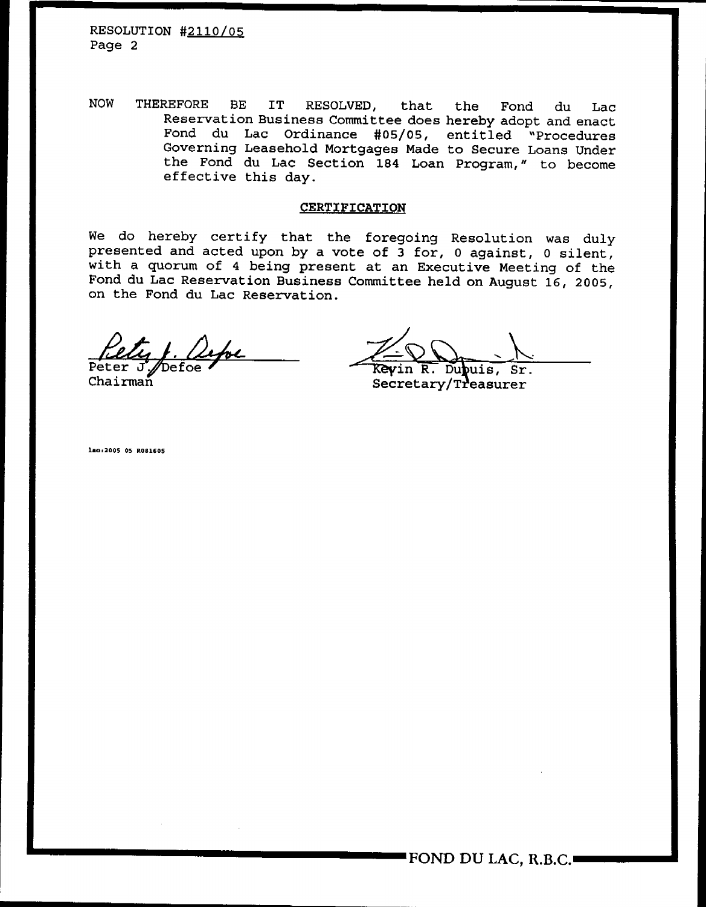RESOLUTION #2110/05
Page 2

NOW THEREFORE BE IT RESOLVED, that the Fond du Lac Reservation Business Committee does hereby adopt and enact Fond du Lac Ordinance #05/05, entitled "Procedures Governing Leasehold Mortgages Made to Secure Loans Under the Fond du Lac Section 184 Loan Program," to become effective this day.

## CERTIFICATION

We do hereby certify that the foregoing Resolution was duly presented and acted upon by a vote of 3 for, 0 against, 0 silent, with a quorum of 4 being present at an Executive Meeting of the Fond du Lac Reservation Business Committee held on August 16, 2005, on the Fond du Lac Reservation.

Peter J. Defoe
Chairman

Kevin R. Dupuis, Sr.
Secretary/Treasurer

lao:2005 05 R081605

FOND DU LAC, R.B.C.